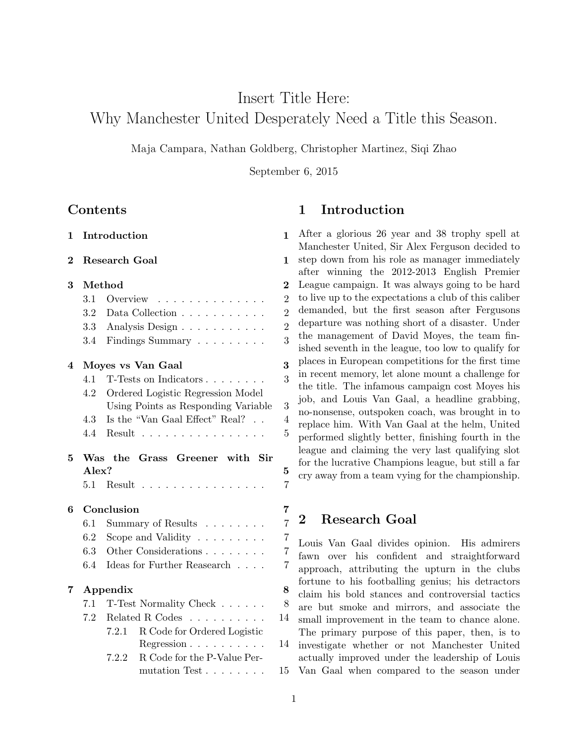# Insert Title Here:
# Why Manchester United Desperately Need a Title this Season.

Maja Campara, Nathan Goldberg, Christopher Martinez, Siqi Zhao

September 6, 2015

## Contents

- **1 Introduction** — 1
- **2 Research Goal** — 1
- **3 Method** — 2
  - 3.1 Overview — 2
  - 3.2 Data Collection — 2
  - 3.3 Analysis Design — 2
  - 3.4 Findings Summary — 3
- **4 Moyes vs Van Gaal** — 3
  - 4.1 T-Tests on Indicators — 3
  - 4.2 Ordered Logistic Regression Model Using Points as Responding Variable — 3
  - 4.3 Is the "Van Gaal Effect" Real? — 4
  - 4.4 Result — 5
- **5 Was the Grass Greener with Sir Alex?** — 5
  - 5.1 Result — 7
- **6 Conclusion** — 7
  - 6.1 Summary of Results — 7
  - 6.2 Scope and Validity — 7
  - 6.3 Other Considerations — 7
  - 6.4 Ideas for Further Reasearch — 7
- **7 Appendix** — 8
  - 7.1 T-Test Normality Check — 8
  - 7.2 Related R Codes — 14
    - 7.2.1 R Code for Ordered Logistic Regression — 14
    - 7.2.2 R Code for the P-Value Permutation Test — 15

## 1 Introduction

After a glorious 26 year and 38 trophy spell at Manchester United, Sir Alex Ferguson decided to step down from his role as manager immediately after winning the 2012-2013 English Premier League campaign. It was always going to be hard to live up to the expectations a club of this caliber demanded, but the first season after Fergusons departure was nothing short of a disaster. Under the management of David Moyes, the team finished seventh in the league, too low to qualify for places in European competitions for the first time in recent memory, let alone mount a challenge for the title. The infamous campaign cost Moyes his job, and Louis Van Gaal, a headline grabbing, no-nonsense, outspoken coach, was brought in to replace him. With Van Gaal at the helm, United performed slightly better, finishing fourth in the league and claiming the very last qualifying slot for the lucrative Champions league, but still a far cry away from a team vying for the championship.

## 2 Research Goal

Louis Van Gaal divides opinion. His admirers fawn over his confident and straightforward approach, attributing the upturn in the clubs fortune to his footballing genius; his detractors claim his bold stances and controversial tactics are but smoke and mirrors, and associate the small improvement in the team to chance alone. The primary purpose of this paper, then, is to investigate whether or not Manchester United actually improved under the leadership of Louis Van Gaal when compared to the season under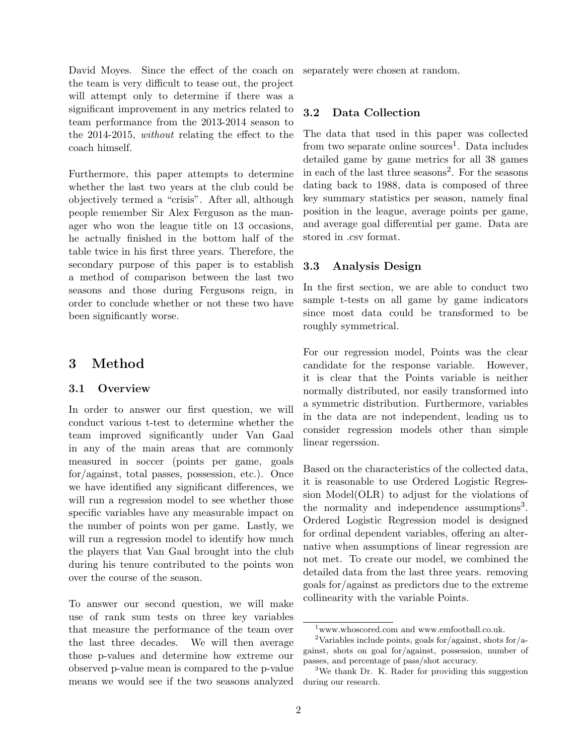David Moyes. Since the effect of the coach on the team is very difficult to tease out, the project will attempt only to determine if there was a significant improvement in any metrics related to team performance from the 2013-2014 season to the 2014-2015, *without* relating the effect to the coach himself.

Furthermore, this paper attempts to determine whether the last two years at the club could be objectively termed a “crisis”. After all, although people remember Sir Alex Ferguson as the manager who won the league title on 13 occasions, he actually finished in the bottom half of the table twice in his first three years. Therefore, the secondary purpose of this paper is to establish a method of comparison between the last two seasons and those during Fergusons reign, in order to conclude whether or not these two have been significantly worse.

# 3 Method

## 3.1 Overview

In order to answer our first question, we will conduct various t-test to determine whether the team improved significantly under Van Gaal in any of the main areas that are commonly measured in soccer (points per game, goals for/against, total passes, possession, etc.). Once we have identified any significant differences, we will run a regression model to see whether those specific variables have any measurable impact on the number of points won per game. Lastly, we will run a regression model to identify how much the players that Van Gaal brought into the club during his tenure contributed to the points won over the course of the season.

To answer our second question, we will make use of rank sum tests on three key variables that measure the performance of the team over the last three decades. We will then average those p-values and determine how extreme our observed p-value mean is compared to the p-value means we would see if the two seasons analyzed separately were chosen at random.

## 3.2 Data Collection

The data that used in this paper was collected from two separate online sources[1]. Data includes detailed game by game metrics for all 38 games in each of the last three seasons[2]. For the seasons dating back to 1988, data is composed of three key summary statistics per season, namely final position in the league, average points per game, and average goal differential per game. Data are stored in .csv format.

## 3.3 Analysis Design

In the first section, we are able to conduct two sample t-tests on all game by game indicators since most data could be transformed to be roughly symmetrical.

For our regression model, Points was the clear candidate for the response variable. However, it is clear that the Points variable is neither normally distributed, nor easily transformed into a symmetric distribution. Furthermore, variables in the data are not independent, leading us to consider regression models other than simple linear regerssion.

Based on the characteristics of the collected data, it is reasonable to use Ordered Logistic Regression Model(OLR) to adjust for the violations of the normality and independence assumptions[3]. Ordered Logistic Regression model is designed for ordinal dependent variables, offering an alternative when assumptions of linear regression are not met. To create our model, we combined the detailed data from the last three years. removing goals for/against as predictors due to the extreme collinearity with the variable Points.

---

[1] www.whoscored.com and www.emfootball.co.uk.

[2] Variables include points, goals for/against, shots for/against, shots on goal for/against, possession, number of passes, and percentage of pass/shot accuracy.

[3] We thank Dr. K. Rader for providing this suggestion during our research.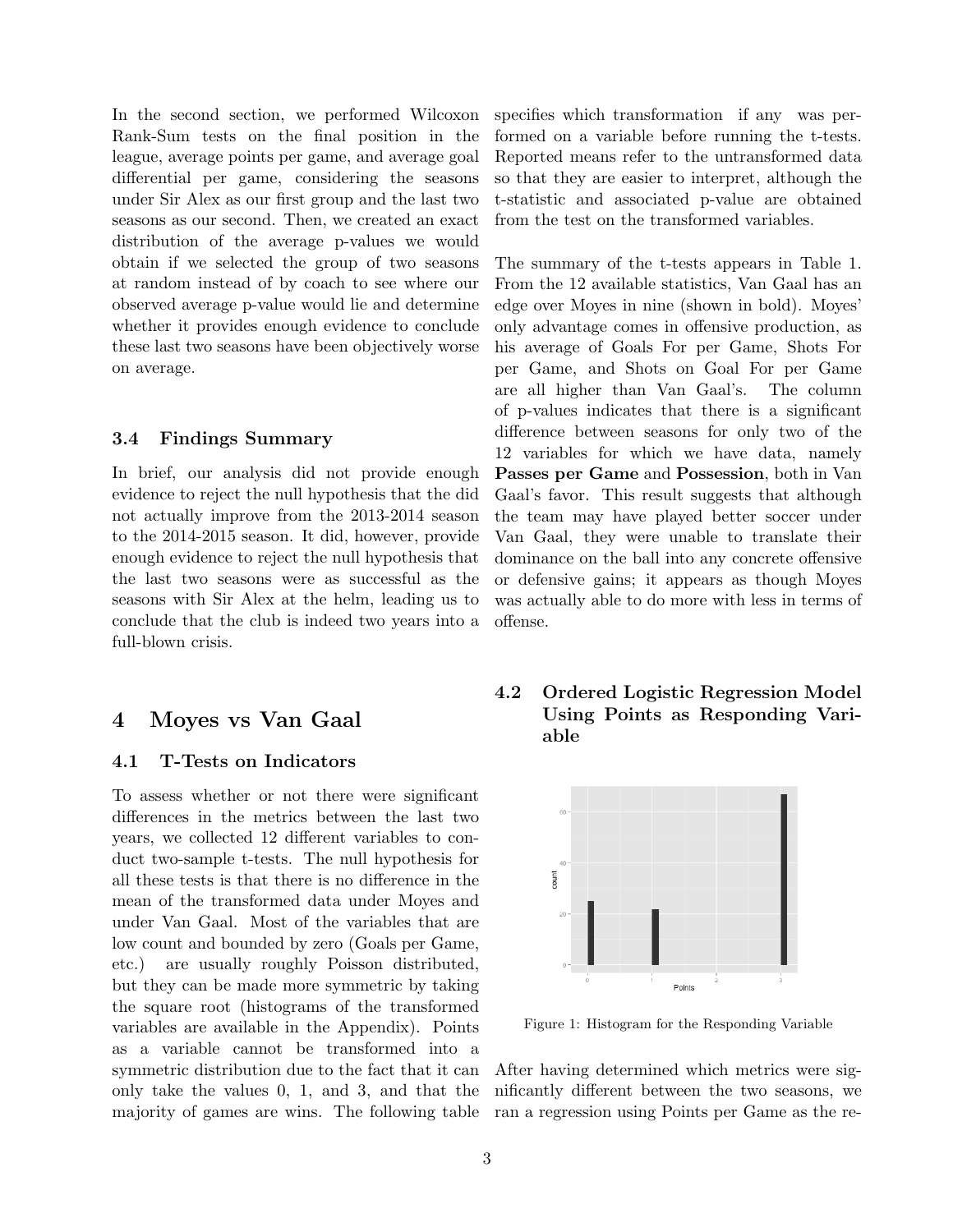In the second section, we performed Wilcoxon Rank-Sum tests on the final position in the league, average points per game, and average goal differential per game, considering the seasons under Sir Alex as our first group and the last two seasons as our second. Then, we created an exact distribution of the average p-values we would obtain if we selected the group of two seasons at random instead of by coach to see where our observed average p-value would lie and determine whether it provides enough evidence to conclude these last two seasons have been objectively worse on average.

### 3.4 Findings Summary

In brief, our analysis did not provide enough evidence to reject the null hypothesis that the did not actually improve from the 2013-2014 season to the 2014-2015 season. It did, however, provide enough evidence to reject the null hypothesis that the last two seasons were as successful as the seasons with Sir Alex at the helm, leading us to conclude that the club is indeed two years into a full-blown crisis.

## 4 Moyes vs Van Gaal

### 4.1 T-Tests on Indicators

To assess whether or not there were significant differences in the metrics between the last two years, we collected 12 different variables to conduct two-sample t-tests. The null hypothesis for all these tests is that there is no difference in the mean of the transformed data under Moyes and under Van Gaal. Most of the variables that are low count and bounded by zero (Goals per Game, etc.) are usually roughly Poisson distributed, but they can be made more symmetric by taking the square root (histograms of the transformed variables are available in the Appendix). Points as a variable cannot be transformed into a symmetric distribution due to the fact that it can only take the values 0, 1, and 3, and that the majority of games are wins. The following table specifies which transformation if any was performed on a variable before running the t-tests. Reported means refer to the untransformed data so that they are easier to interpret, although the t-statistic and associated p-value are obtained from the test on the transformed variables.

The summary of the t-tests appears in Table 1. From the 12 available statistics, Van Gaal has an edge over Moyes in nine (shown in bold). Moyes' only advantage comes in offensive production, as his average of Goals For per Game, Shots For per Game, and Shots on Goal For per Game are all higher than Van Gaal's. The column of p-values indicates that there is a significant difference between seasons for only two of the 12 variables for which we have data, namely **Passes per Game** and **Possession**, both in Van Gaal's favor. This result suggests that although the team may have played better soccer under Van Gaal, they were unable to translate their dominance on the ball into any concrete offensive or defensive gains; it appears as though Moyes was actually able to do more with less in terms of offense.

### 4.2 Ordered Logistic Regression Model Using Points as Responding Variable

Figure 1: Histogram for the Responding Variable

After having determined which metrics were significantly different between the two seasons, we ran a regression using Points per Game as the re-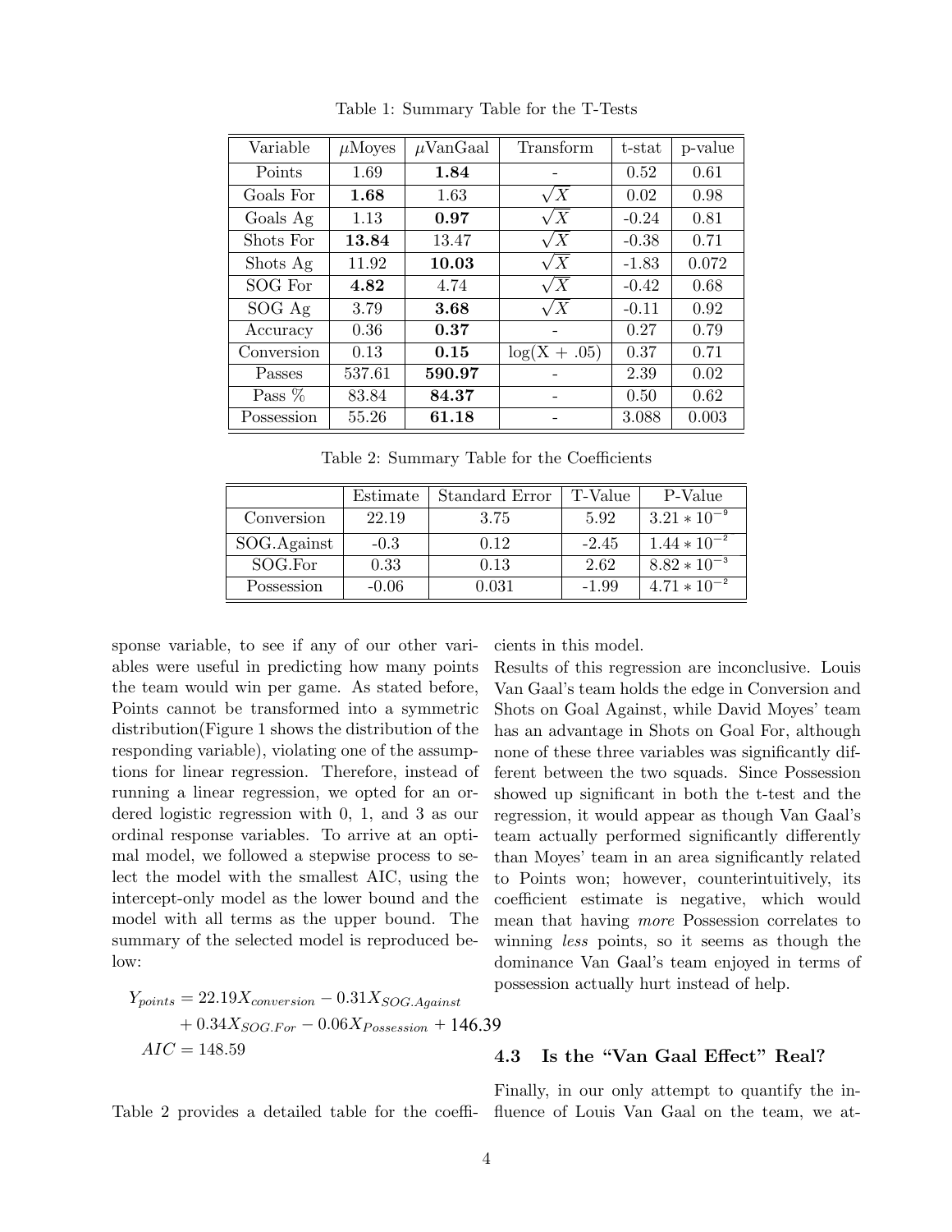Table 1: Summary Table for the T-Tests

| Variable | $\mu$Moyes | $\mu$VanGaal | Transform | t-stat | p-value |
|---|---|---|---|---|---|
| Points | 1.69 | **1.84** | - | 0.52 | 0.61 |
| Goals For | **1.68** | 1.63 | $\sqrt{X}$ | 0.02 | 0.98 |
| Goals Ag | 1.13 | **0.97** | $\sqrt{X}$ | -0.24 | 0.81 |
| Shots For | **13.84** | 13.47 | $\sqrt{X}$ | -0.38 | 0.71 |
| Shots Ag | 11.92 | **10.03** | $\sqrt{X}$ | -1.83 | 0.072 |
| SOG For | **4.82** | 4.74 | $\sqrt{X}$ | -0.42 | 0.68 |
| SOG Ag | 3.79 | **3.68** | $\sqrt{X}$ | -0.11 | 0.92 |
| Accuracy | 0.36 | **0.37** | - | 0.27 | 0.79 |
| Conversion | 0.13 | **0.15** | $\log(X + .05)$ | 0.37 | 0.71 |
| Passes | 537.61 | **590.97** | - | 2.39 | 0.02 |
| Pass % | 83.84 | **84.37** | - | 0.50 | 0.62 |
| Possession | 55.26 | **61.18** | - | 3.088 | 0.003 |

Table 2: Summary Table for the Coefficients

| | Estimate | Standard Error | T-Value | P-Value |
|---|---|---|---|---|
| Conversion | 22.19 | 3.75 | 5.92 | $3.21 * 10^{-9}$ |
| SOG.Against | -0.3 | 0.12 | -2.45 | $1.44 * 10^{-2}$ |
| SOG.For | 0.33 | 0.13 | 2.62 | $8.82 * 10^{-3}$ |
| Possession | -0.06 | 0.031 | -1.99 | $4.71 * 10^{-2}$ |

sponse variable, to see if any of our other variables were useful in predicting how many points the team would win per game. As stated before, Points cannot be transformed into a symmetric distribution(Figure 1 shows the distribution of the responding variable), violating one of the assumptions for linear regression. Therefore, instead of running a linear regression, we opted for an ordered logistic regression with 0, 1, and 3 as our ordinal response variables. To arrive at an optimal model, we followed a stepwise process to select the model with the smallest AIC, using the intercept-only model as the lower bound and the model with all terms as the upper bound. The summary of the selected model is reproduced below:

$$Y_{points} = 22.19X_{conversion} - 0.31X_{SOG.Against} + 0.34X_{SOG.For} - 0.06X_{Possession} + 146.39$$

$$AIC = 148.59$$

Table 2 provides a detailed table for the coefficients in this model.

Results of this regression are inconclusive. Louis Van Gaal's team holds the edge in Conversion and Shots on Goal Against, while David Moyes' team has an advantage in Shots on Goal For, although none of these three variables was significantly different between the two squads. Since Possession showed up significant in both the t-test and the regression, it would appear as though Van Gaal's team actually performed significantly differently than Moyes' team in an area significantly related to Points won; however, counterintuitively, its coefficient estimate is negative, which would mean that having *more* Possession correlates to winning *less* points, so it seems as though the dominance Van Gaal's team enjoyed in terms of possession actually hurt instead of help.

### 4.3 Is the "Van Gaal Effect" Real?

Finally, in our only attempt to quantify the influence of Louis Van Gaal on the team, we at-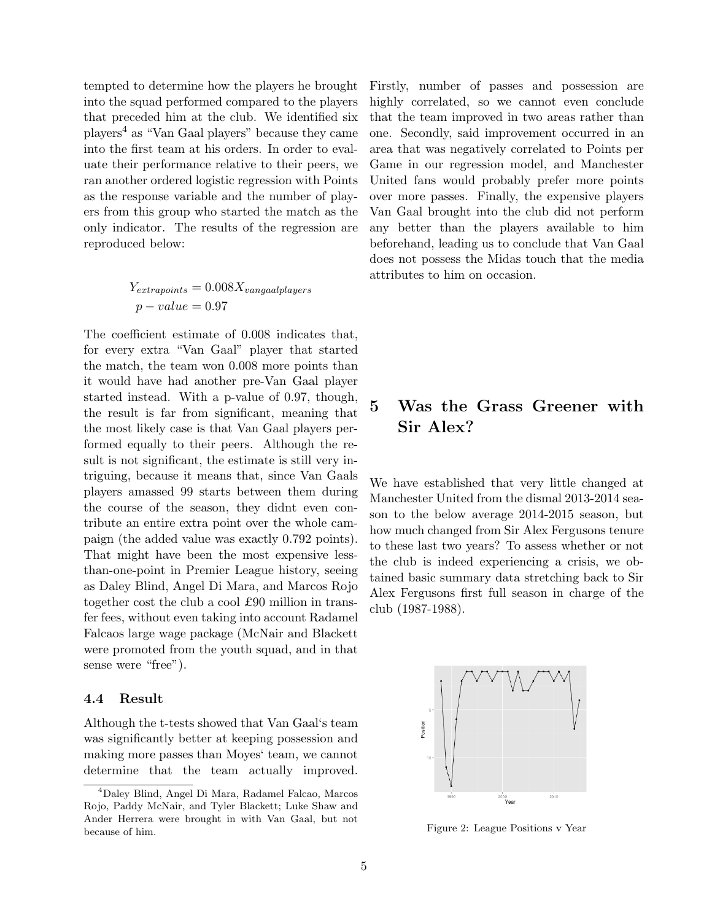tempted to determine how the players he brought into the squad performed compared to the players that preceded him at the club. We identified six players[4] as "Van Gaal players" because they came into the first team at his orders. In order to evaluate their performance relative to their peers, we ran another ordered logistic regression with Points as the response variable and the number of players from this group who started the match as the only indicator. The results of the regression are reproduced below:

$$Y_{extrapoints} = 0.008X_{vangaalplayers}$$
$$p - value = 0.97$$

The coefficient estimate of 0.008 indicates that, for every extra "Van Gaal" player that started the match, the team won 0.008 more points than it would have had another pre-Van Gaal player started instead. With a p-value of 0.97, though, the result is far from significant, meaning that the most likely case is that Van Gaal players performed equally to their peers. Although the result is not significant, the estimate is still very intriguing, because it means that, since Van Gaals players amassed 99 starts between them during the course of the season, they didnt even contribute an entire extra point over the whole campaign (the added value was exactly 0.792 points). That might have been the most expensive less-than-one-point in Premier League history, seeing as Daley Blind, Angel Di Mara, and Marcos Rojo together cost the club a cool £90 million in transfer fees, without even taking into account Radamel Falcaos large wage package (McNair and Blackett were promoted from the youth squad, and in that sense were "free").

### 4.4 Result

Although the t-tests showed that Van Gaal‘s team was significantly better at keeping possession and making more passes than Moyes‘ team, we cannot determine that the team actually improved. Firstly, number of passes and possession are highly correlated, so we cannot even conclude that the team improved in two areas rather than one. Secondly, said improvement occurred in an area that was negatively correlated to Points per Game in our regression model, and Manchester United fans would probably prefer more points over more passes. Finally, the expensive players Van Gaal brought into the club did not perform any better than the players available to him beforehand, leading us to conclude that Van Gaal does not possess the Midas touch that the media attributes to him on occasion.

[4] Daley Blind, Angel Di Mara, Radamel Falcao, Marcos Rojo, Paddy McNair, and Tyler Blackett; Luke Shaw and Ander Herrera were brought in with Van Gaal, but not because of him.

## 5 Was the Grass Greener with Sir Alex?

We have established that very little changed at Manchester United from the dismal 2013-2014 season to the below average 2014-2015 season, but how much changed from Sir Alex Fergusons tenure to these last two years? To assess whether or not the club is indeed experiencing a crisis, we obtained basic summary data stretching back to Sir Alex Fergusons first full season in charge of the club (1987-1988).

Figure 2: League Positions v Year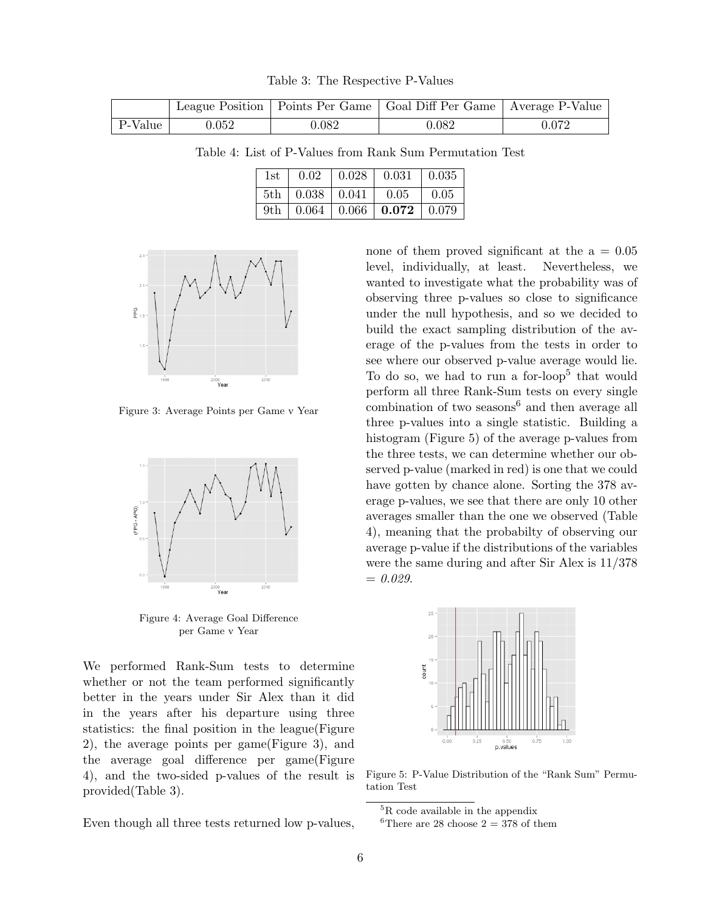Table 3: The Respective P-Values

| | League Position | Points Per Game | Goal Diff Per Game | Average P-Value |
|---|---|---|---|---|
| P-Value | 0.052 | 0.082 | 0.082 | 0.072 |

Table 4: List of P-Values from Rank Sum Permutation Test

| 1st | 0.02 | 0.028 | 0.031 | 0.035 |
|---|---|---|---|---|
| 5th | 0.038 | 0.041 | 0.05 | 0.05 |
| 9th | 0.064 | 0.066 | **0.072** | 0.079 |

Figure 3: Average Points per Game v Year

Figure 4: Average Goal Difference per Game v Year

We performed Rank-Sum tests to determine whether or not the team performed significantly better in the years under Sir Alex than it did in the years after his departure using three statistics: the final position in the league(Figure 2), the average points per game(Figure 3), and the average goal difference per game(Figure 4), and the two-sided p-values of the result is provided(Table 3).

Even though all three tests returned low p-values, none of them proved significant at the a = 0.05 level, individually, at least. Nevertheless, we wanted to investigate what the probability was of observing three p-values so close to significance under the null hypothesis, and so we decided to build the exact sampling distribution of the average of the p-values from the tests in order to see where our observed p-value average would lie. To do so, we had to run a for-loop[5] that would perform all three Rank-Sum tests on every single combination of two seasons[6] and then average all three p-values into a single statistic. Building a histogram (Figure 5) of the average p-values from the three tests, we can determine whether our observed p-value (marked in red) is one that we could have gotten by chance alone. Sorting the 378 average p-values, we see that there are only 10 other averages smaller than the one we observed (Table 4), meaning that the probabilty of observing our average p-value if the distributions of the variables were the same during and after Sir Alex is 11/378 = *0.029*.

Figure 5: P-Value Distribution of the "Rank Sum" Permutation Test

[5] R code available in the appendix

[6] There are 28 choose 2 = 378 of them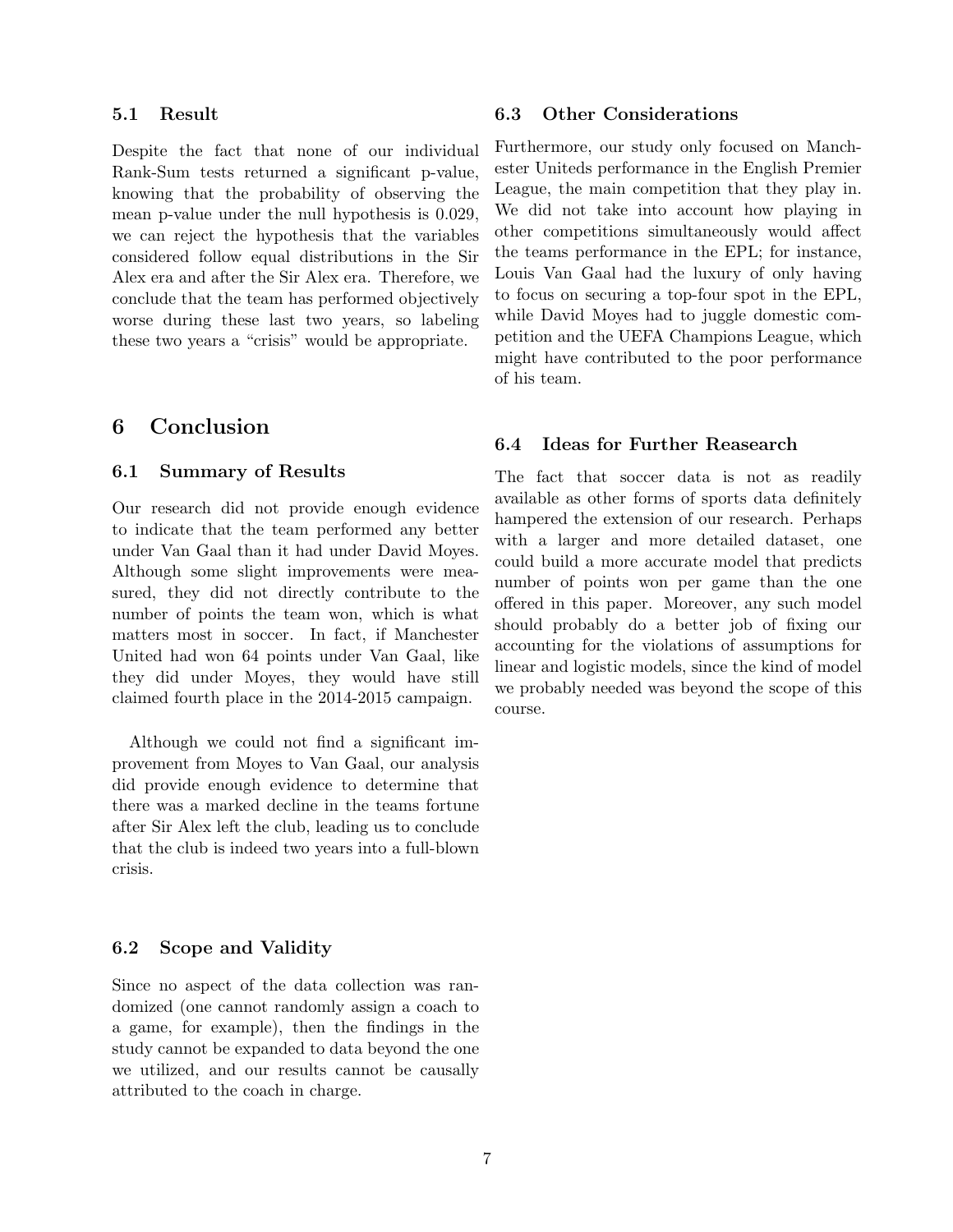### 5.1 Result

Despite the fact that none of our individual Rank-Sum tests returned a significant p-value, knowing that the probability of observing the mean p-value under the null hypothesis is 0.029, we can reject the hypothesis that the variables considered follow equal distributions in the Sir Alex era and after the Sir Alex era. Therefore, we conclude that the team has performed objectively worse during these last two years, so labeling these two years a "crisis" would be appropriate.

## 6 Conclusion

### 6.1 Summary of Results

Our research did not provide enough evidence to indicate that the team performed any better under Van Gaal than it had under David Moyes. Although some slight improvements were measured, they did not directly contribute to the number of points the team won, which is what matters most in soccer. In fact, if Manchester United had won 64 points under Van Gaal, like they did under Moyes, they would have still claimed fourth place in the 2014-2015 campaign.

Although we could not find a significant improvement from Moyes to Van Gaal, our analysis did provide enough evidence to determine that there was a marked decline in the teams fortune after Sir Alex left the club, leading us to conclude that the club is indeed two years into a full-blown crisis.

### 6.2 Scope and Validity

Since no aspect of the data collection was randomized (one cannot randomly assign a coach to a game, for example), then the findings in the study cannot be expanded to data beyond the one we utilized, and our results cannot be causally attributed to the coach in charge.

### 6.3 Other Considerations

Furthermore, our study only focused on Manchester Uniteds performance in the English Premier League, the main competition that they play in. We did not take into account how playing in other competitions simultaneously would affect the teams performance in the EPL; for instance, Louis Van Gaal had the luxury of only having to focus on securing a top-four spot in the EPL, while David Moyes had to juggle domestic competition and the UEFA Champions League, which might have contributed to the poor performance of his team.

### 6.4 Ideas for Further Reasearch

The fact that soccer data is not as readily available as other forms of sports data definitely hampered the extension of our research. Perhaps with a larger and more detailed dataset, one could build a more accurate model that predicts number of points won per game than the one offered in this paper. Moreover, any such model should probably do a better job of fixing our accounting for the violations of assumptions for linear and logistic models, since the kind of model we probably needed was beyond the scope of this course.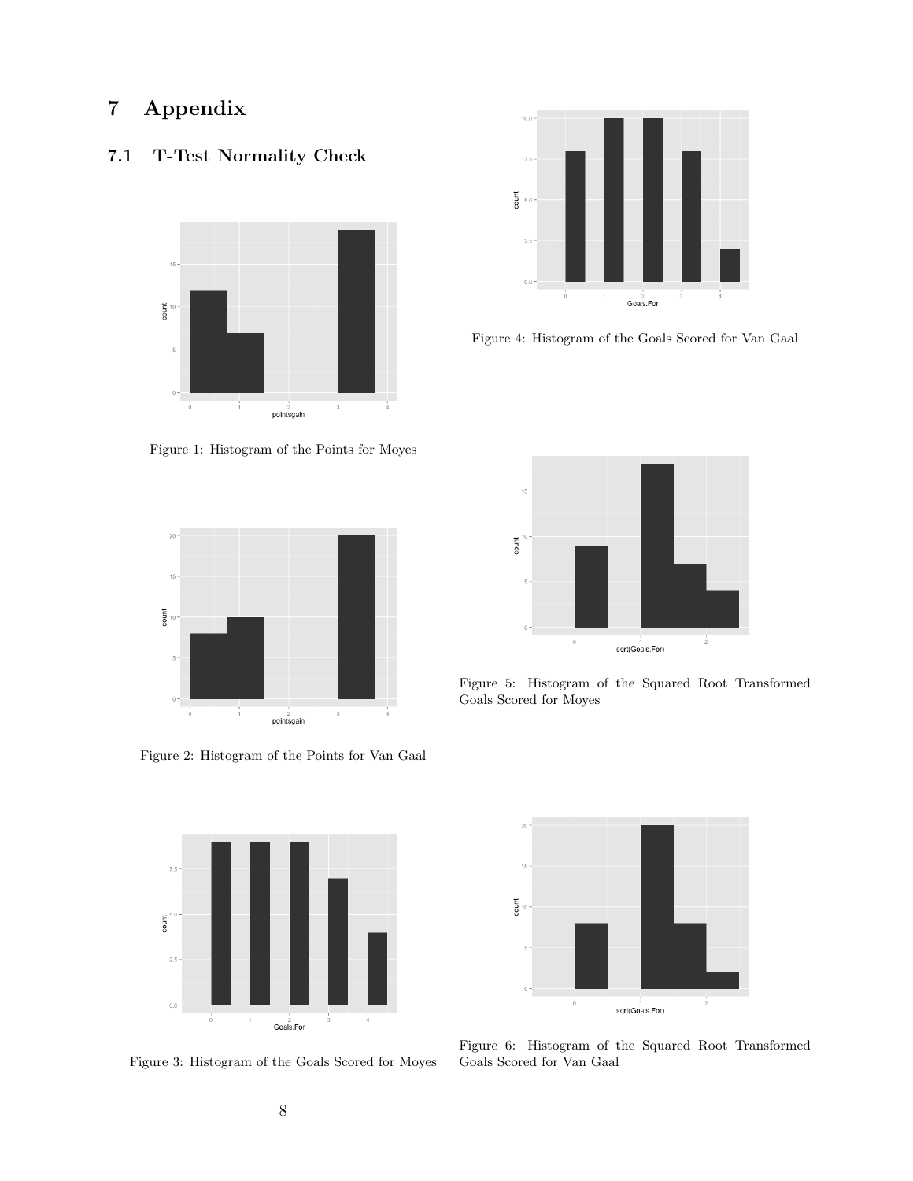# 7 Appendix

## 7.1 T-Test Normality Check

Figure 1: Histogram of the Points for Moyes

Figure 2: Histogram of the Points for Van Gaal

Figure 3: Histogram of the Goals Scored for Moyes

Figure 4: Histogram of the Goals Scored for Van Gaal

Figure 5: Histogram of the Squared Root Transformed Goals Scored for Moyes

Figure 6: Histogram of the Squared Root Transformed Goals Scored for Van Gaal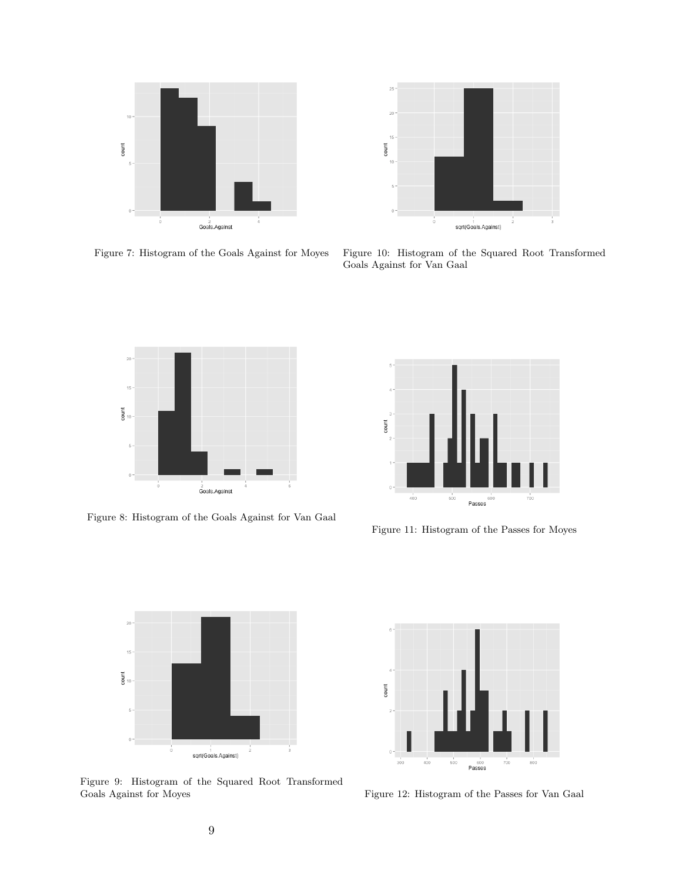Figure 7: Histogram of the Goals Against for Moyes

Figure 10: Histogram of the Squared Root Transformed Goals Against for Van Gaal

Figure 8: Histogram of the Goals Against for Van Gaal

Figure 11: Histogram of the Passes for Moyes

Figure 9: Histogram of the Squared Root Transformed Goals Against for Moyes

Figure 12: Histogram of the Passes for Van Gaal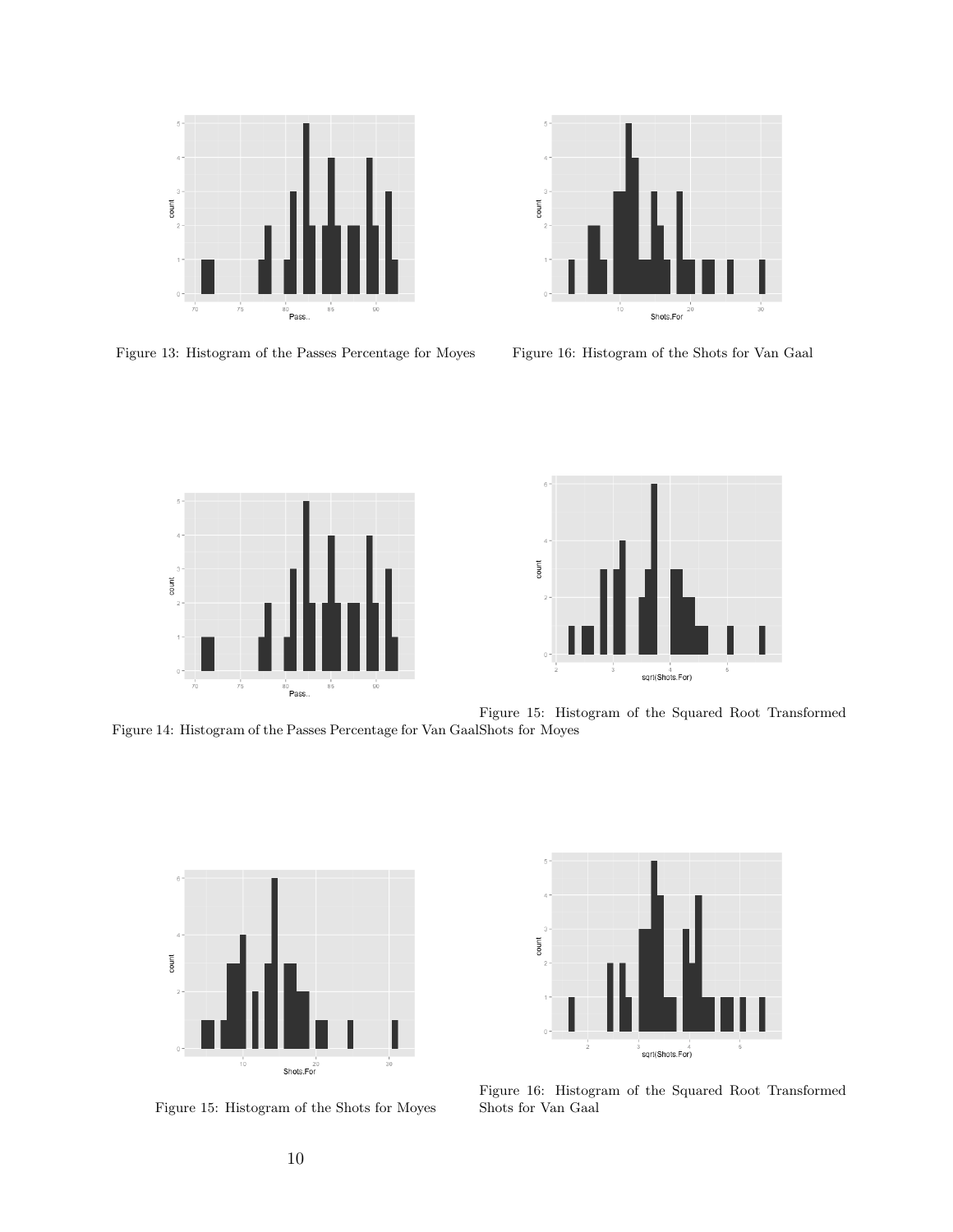Figure 13: Histogram of the Passes Percentage for Moyes

Figure 16: Histogram of the Shots for Van Gaal

Figure 14: Histogram of the Passes Percentage for Van Gaal

Figure 15: Histogram of the Squared Root Transformed Shots for Moyes

Figure 15: Histogram of the Shots for Moyes

Figure 16: Histogram of the Squared Root Transformed Shots for Van Gaal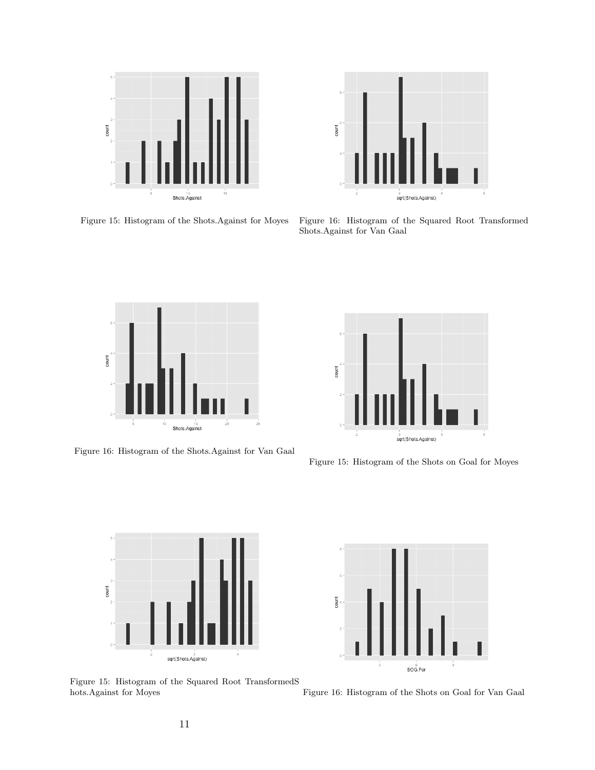Figure 15: Histogram of the Shots.Against for Moyes

Figure 16: Histogram of the Squared Root Transformed Shots.Against for Van Gaal

Figure 16: Histogram of the Shots.Against for Van Gaal

Figure 15: Histogram of the Shots on Goal for Moyes

Figure 15: Histogram of the Squared Root TransformedS hots.Against for Moyes

Figure 16: Histogram of the Shots on Goal for Van Gaal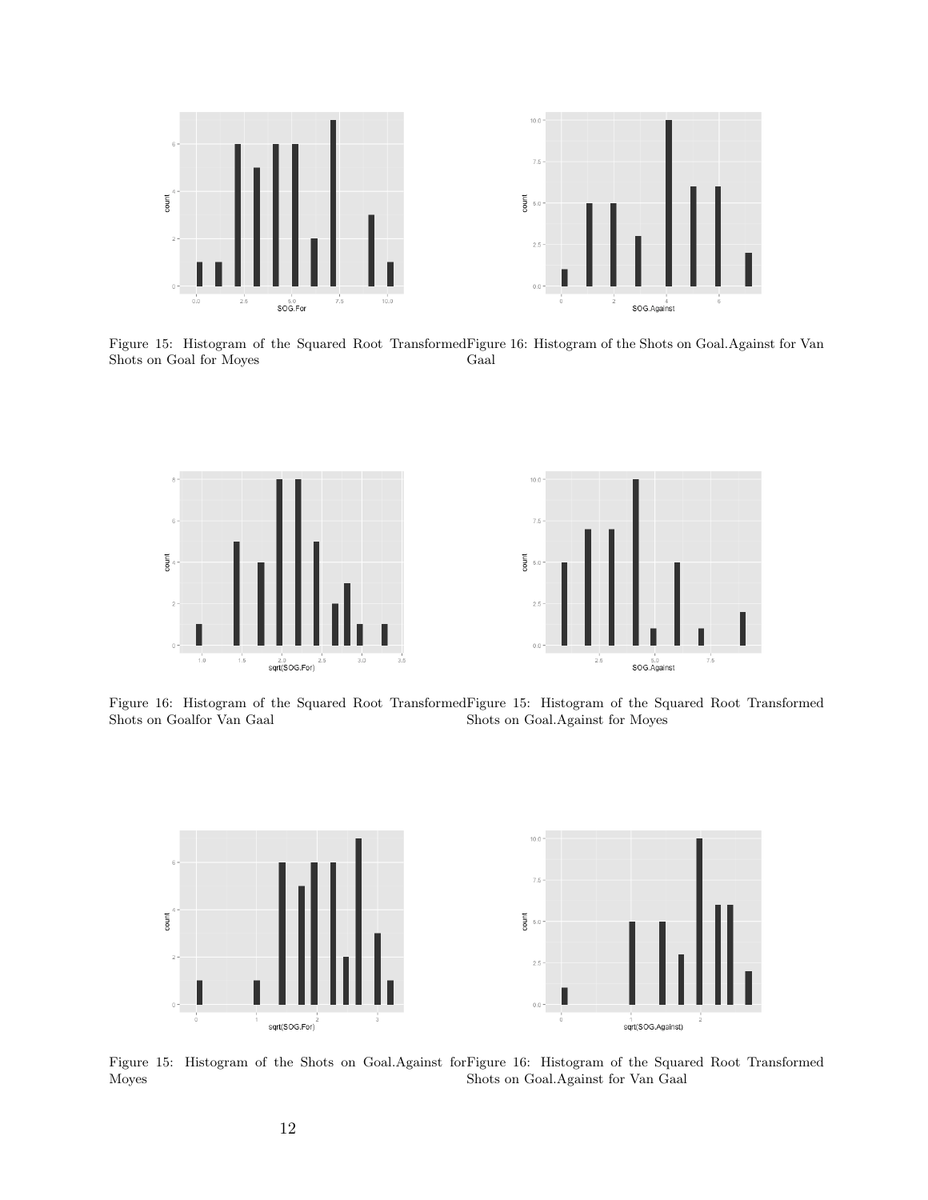Figure 15: Histogram of the Squared Root Transformed Shots on Goal for Moyes

Figure 16: Histogram of the Shots on Goal.Against for Van Gaal

Figure 16: Histogram of the Squared Root Transformed Shots on Goalfor Van Gaal

Figure 15: Histogram of the Squared Root Transformed Shots on Goal.Against for Moyes

Figure 15: Histogram of the Shots on Goal.Against for Moyes

Figure 16: Histogram of the Squared Root Transformed Shots on Goal.Against for Van Gaal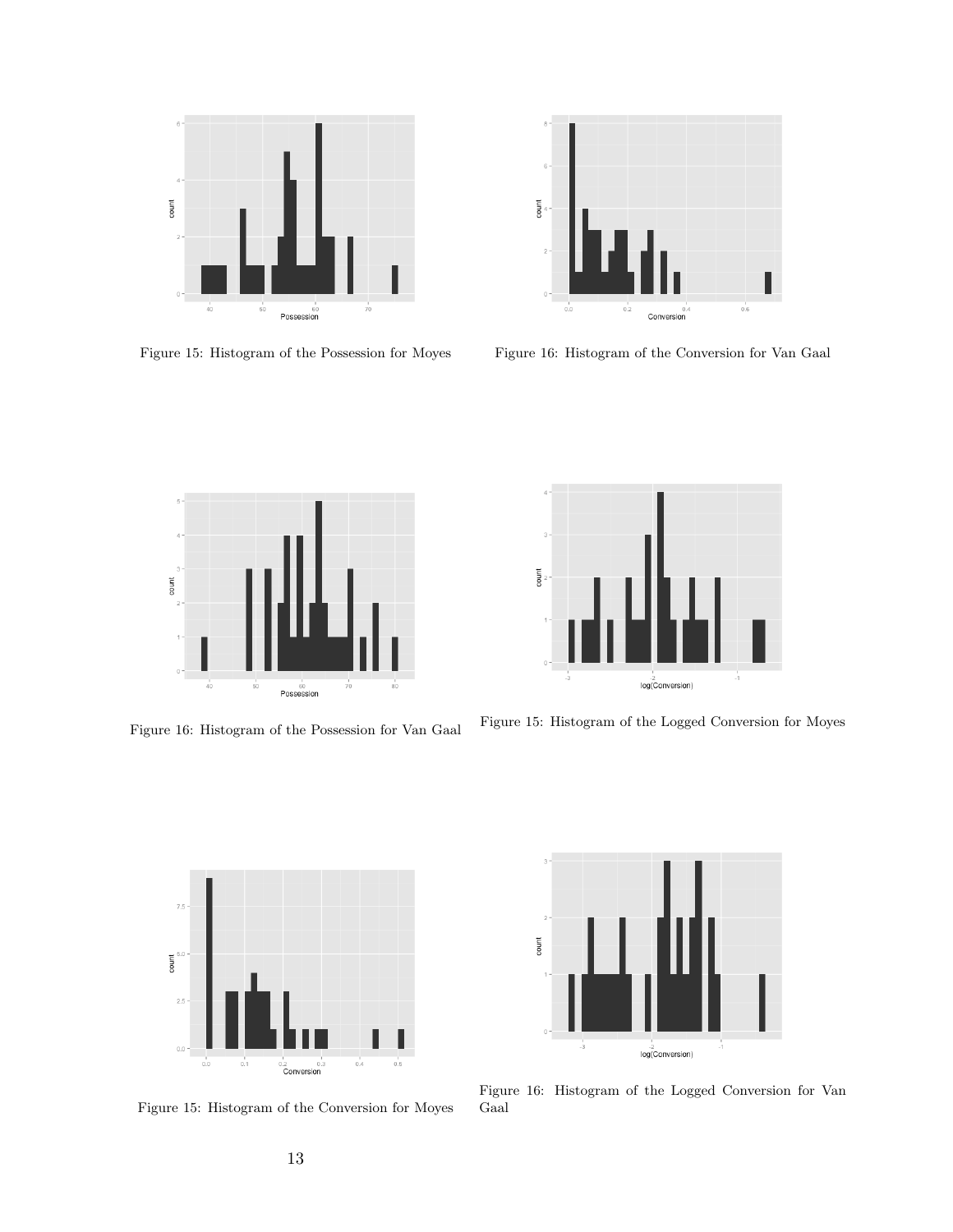Figure 15: Histogram of the Possession for Moyes

Figure 16: Histogram of the Conversion for Van Gaal

Figure 16: Histogram of the Possession for Van Gaal

Figure 15: Histogram of the Logged Conversion for Moyes

Figure 15: Histogram of the Conversion for Moyes

Figure 16: Histogram of the Logged Conversion for Van Gaal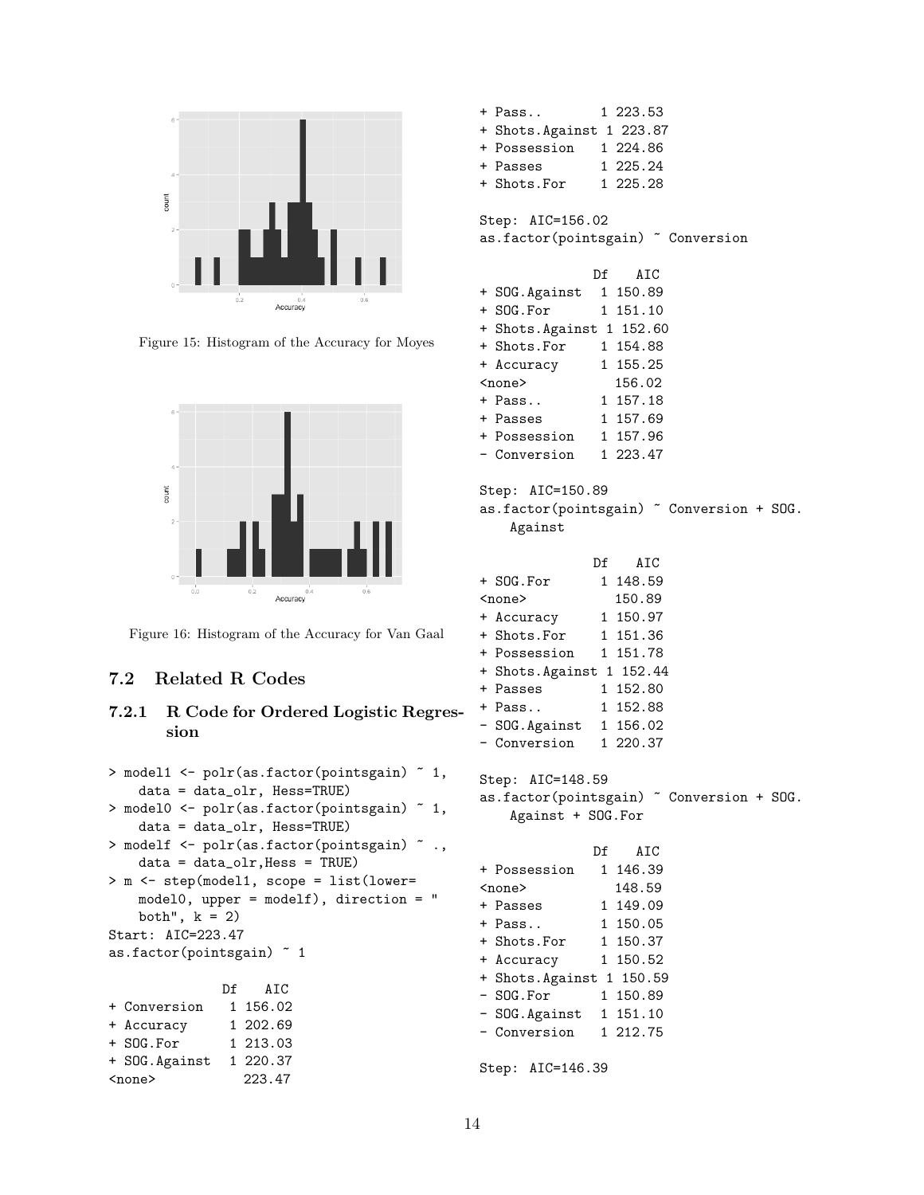Figure 15: Histogram of the Accuracy for Moyes

Figure 16: Histogram of the Accuracy for Van Gaal

## 7.2 Related R Codes

### 7.2.1 R Code for Ordered Logistic Regression

```
> model1 <- polr(as.factor(pointsgain) ~ 1,
    data = data_olr, Hess=TRUE)
> model0 <- polr(as.factor(pointsgain) ~ 1,
    data = data_olr, Hess=TRUE)
> modelf <- polr(as.factor(pointsgain) ~ .,
    data = data_olr,Hess = TRUE)
> m <- step(model1, scope = list(lower=
    model0, upper = modelf), direction = "
    both", k = 2)
Start: AIC=223.47
as.factor(pointsgain) ~ 1

               Df    AIC
+ Conversion    1 156.02
+ Accuracy      1 202.69
+ SOG.For       1 213.03
+ SOG.Against   1 220.37
<none>            223.47
+ Pass..        1 223.53
+ Shots.Against 1 223.87
+ Possession    1 224.86
+ Passes        1 225.24
+ Shots.For     1 225.28

Step: AIC=156.02
as.factor(pointsgain) ~ Conversion

               Df    AIC
+ SOG.Against   1 150.89
+ SOG.For       1 151.10
+ Shots.Against 1 152.60
+ Shots.For     1 154.88
+ Accuracy      1 155.25
<none>            156.02
+ Pass..        1 157.18
+ Passes        1 157.69
+ Possession    1 157.96
- Conversion    1 223.47

Step: AIC=150.89
as.factor(pointsgain) ~ Conversion + SOG.
    Against

               Df    AIC
+ SOG.For       1 148.59
<none>            150.89
+ Accuracy      1 150.97
+ Shots.For     1 151.36
+ Possession    1 151.78
+ Shots.Against 1 152.44
+ Passes        1 152.80
+ Pass..        1 152.88
- SOG.Against   1 156.02
- Conversion    1 220.37

Step: AIC=148.59
as.factor(pointsgain) ~ Conversion + SOG.
    Against + SOG.For

               Df    AIC
+ Possession    1 146.39
<none>            148.59
+ Passes        1 149.09
+ Pass..        1 150.05
+ Shots.For     1 150.37
+ Accuracy      1 150.52
+ Shots.Against 1 150.59
- SOG.For       1 150.89
- SOG.Against   1 151.10
- Conversion    1 212.75

Step: AIC=146.39
```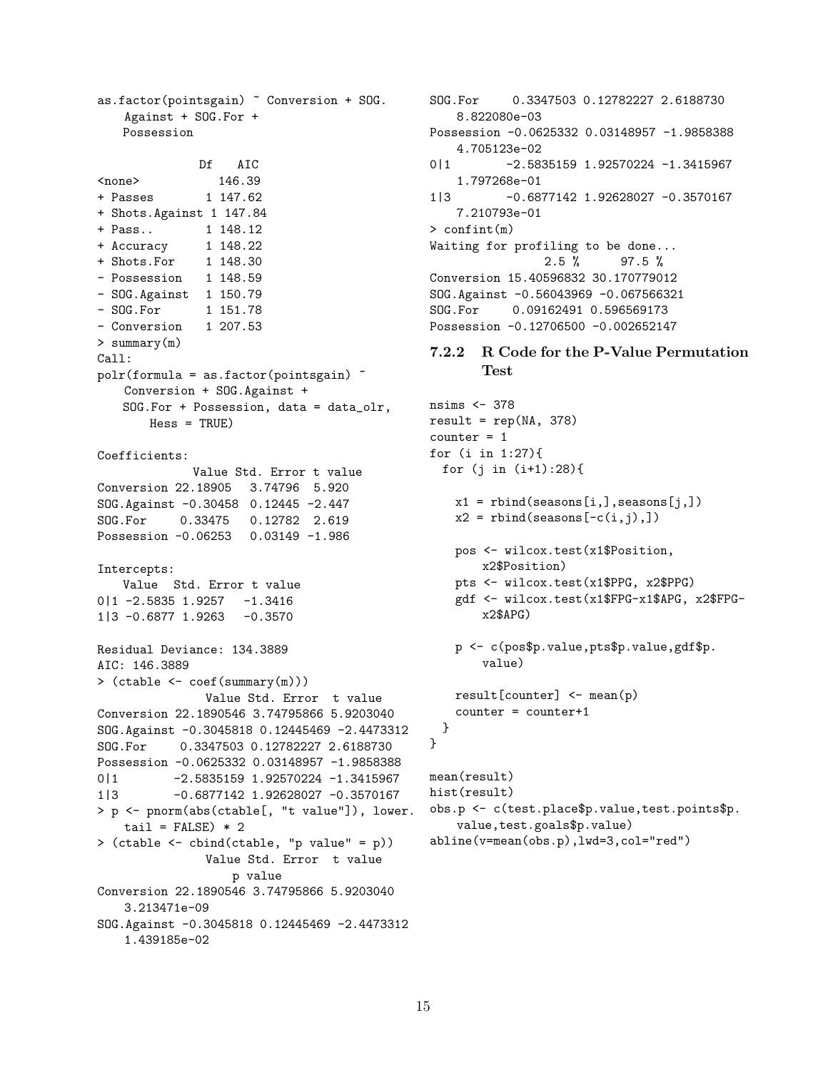```
as.factor(pointsgain) ~ Conversion + SOG.
    Against + SOG.For +
    Possession

              Df    AIC
<none>           146.39
+ Passes       1 147.62
+ Shots.Against 1 147.84
+ Pass..       1 148.12
+ Accuracy     1 148.22
+ Shots.For    1 148.30
- Possession   1 148.59
- SOG.Against  1 150.79
- SOG.For      1 151.78
- Conversion   1 207.53
> summary(m)
Call:
polr(formula = as.factor(pointsgain) ~
    Conversion + SOG.Against +
    SOG.For + Possession, data = data_olr,
        Hess = TRUE)

Coefficients:
              Value Std. Error t value
Conversion 22.18905   3.74796  5.920
SOG.Against -0.30458  0.12445 -2.447
SOG.For     0.33475   0.12782  2.619
Possession -0.06253   0.03149 -1.986

Intercepts:
    Value  Std. Error t value
0|1 -2.5835 1.9257   -1.3416
1|3 -0.6877 1.9263   -0.3570

Residual Deviance: 134.3889
AIC: 146.3889
> (ctable <- coef(summary(m)))
                Value Std. Error  t value
Conversion 22.1890546 3.74795866 5.9203040
SOG.Against -0.3045818 0.12445469 -2.4473312
SOG.For     0.3347503 0.12782227 2.6188730
Possession -0.0625332 0.03148957 -1.9858388
0|1        -2.5835159 1.92570224 -1.3415967
1|3        -0.6877142 1.92628027 -0.3570167
> p <- pnorm(abs(ctable[, "t value"]), lower.
    tail = FALSE) * 2
> (ctable <- cbind(ctable, "p value" = p))
                Value Std. Error  t value
                    p value
Conversion 22.1890546 3.74795866 5.9203040
    3.213471e-09
SOG.Against -0.3045818 0.12445469 -2.4473312
    1.439185e-02
SOG.For     0.3347503 0.12782227 2.6188730
    8.822080e-03
Possession -0.0625332 0.03148957 -1.9858388
    4.705123e-02
0|1        -2.5835159 1.92570224 -1.3415967
    1.797268e-01
1|3        -0.6877142 1.92628027 -0.3570167
    7.210793e-01
> confint(m)
Waiting for profiling to be done...
                 2.5 %      97.5 %
Conversion 15.40596832 30.170779012
SOG.Against -0.56043969 -0.067566321
SOG.For     0.09162491 0.596569173
Possession -0.12706500 -0.002652147
```

### 7.2.2 R Code for the P-Value Permutation Test

```
nsims <- 378
result = rep(NA, 378)
counter = 1
for (i in 1:27){
  for (j in (i+1):28){

    x1 = rbind(seasons[i,],seasons[j,])
    x2 = rbind(seasons[-c(i,j),])

    pos <- wilcox.test(x1$Position,
        x2$Position)
    pts <- wilcox.test(x1$PPG, x2$PPG)
    gdf <- wilcox.test(x1$FPG-x1$APG, x2$FPG-
        x2$APG)

    p <- c(pos$p.value,pts$p.value,gdf$p.
        value)

    result[counter] <- mean(p)
    counter = counter+1
  }
}

mean(result)
hist(result)
obs.p <- c(test.place$p.value,test.points$p.
    value,test.goals$p.value)
abline(v=mean(obs.p),lwd=3,col="red")
```